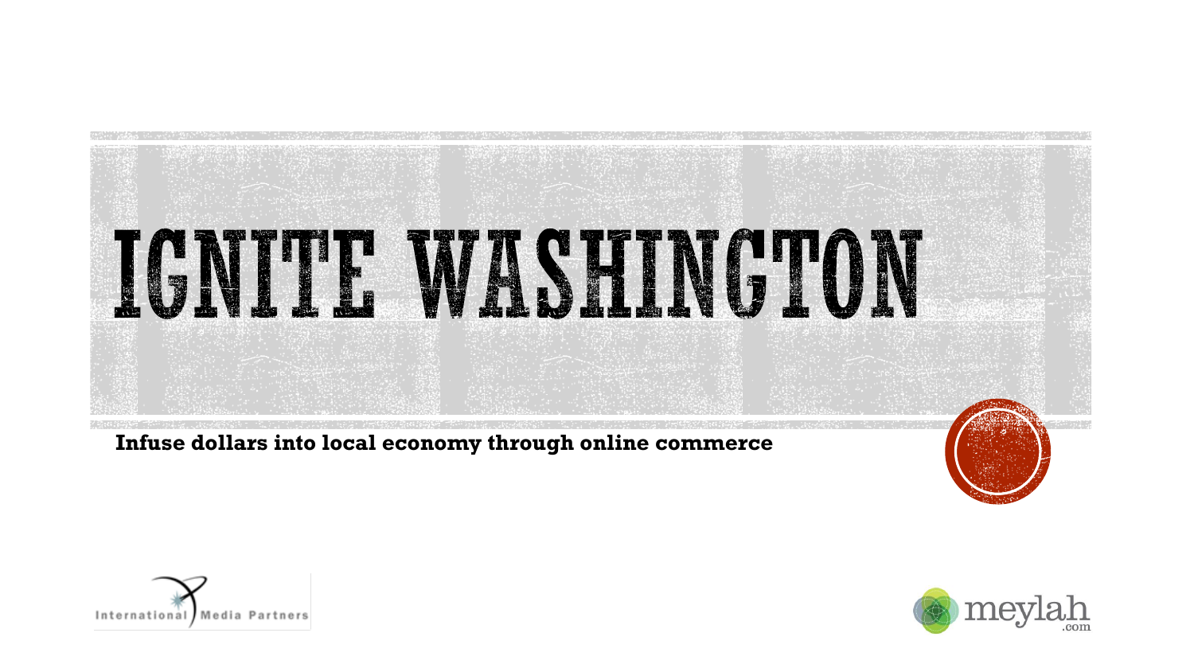# IGNITE WASHINGTON

**Infuse dollars into local economy through online commerce**

International Media Partners

meylah.com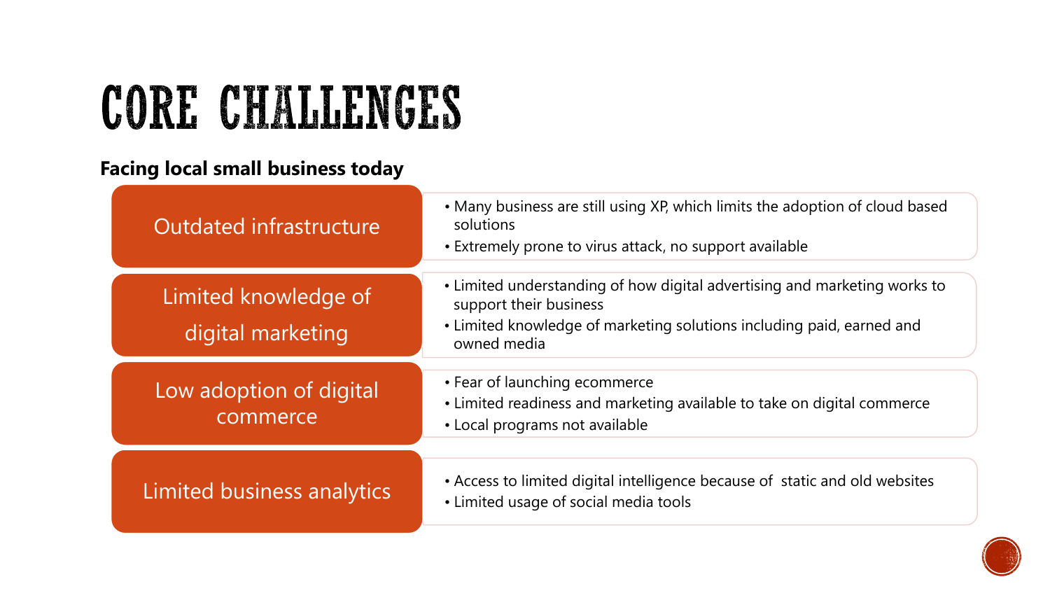# CORE CHALLENGES

**Facing local small business today**

| Challenge | Details |
| --- | --- |
| Outdated infrastructure | • Many business are still using XP, which limits the adoption of cloud based solutions<br>• Extremely prone to virus attack, no support available |
| Limited knowledge of digital marketing | • Limited understanding of how digital advertising and marketing works to support their business<br>• Limited knowledge of marketing solutions including paid, earned and owned media |
| Low adoption of digital commerce | • Fear of launching ecommerce<br>• Limited readiness and marketing available to take on digital commerce<br>• Local programs not available |
| Limited business analytics | • Access to limited digital intelligence because of static and old websites<br>• Limited usage of social media tools |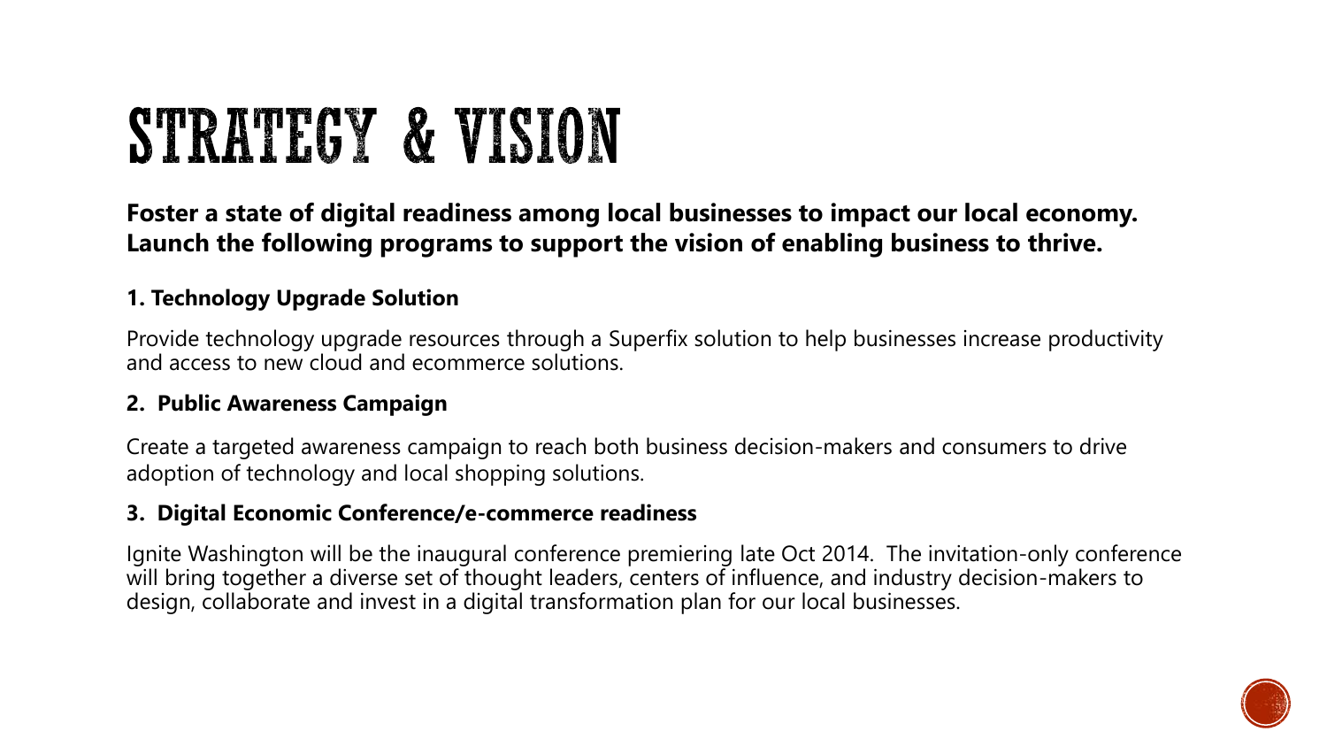# STRATEGY & VISION

**Foster a state of digital readiness among local businesses to impact our local economy. Launch the following programs to support the vision of enabling business to thrive.**

**1. Technology Upgrade Solution**

Provide technology upgrade resources through a Superfix solution to help businesses increase productivity and access to new cloud and ecommerce solutions.

**2. Public Awareness Campaign**

Create a targeted awareness campaign to reach both business decision-makers and consumers to drive adoption of technology and local shopping solutions.

**3. Digital Economic Conference/e-commerce readiness**

Ignite Washington will be the inaugural conference premiering late Oct 2014. The invitation-only conference will bring together a diverse set of thought leaders, centers of influence, and industry decision-makers to design, collaborate and invest in a digital transformation plan for our local businesses.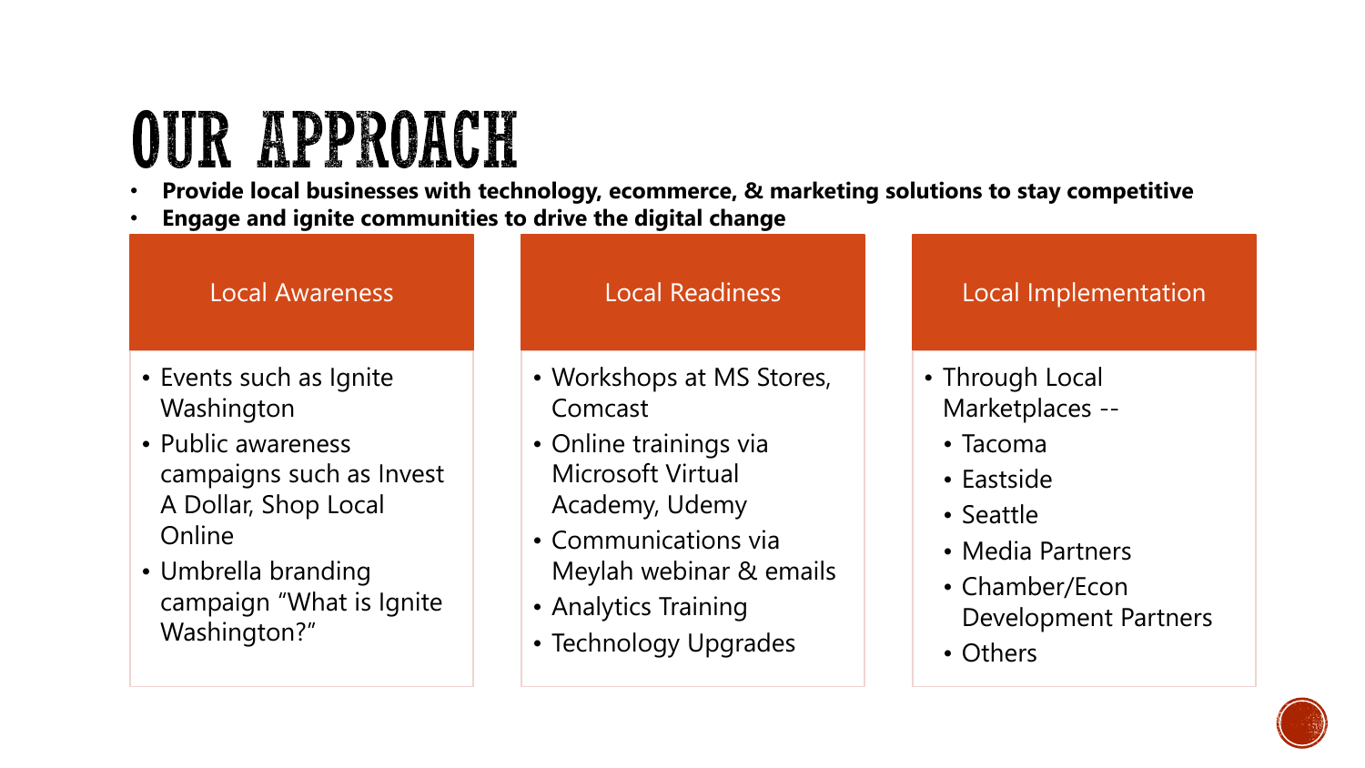# OUR APPROACH

- **Provide local businesses with technology, ecommerce, & marketing solutions to stay competitive**
- **Engage and ignite communities to drive the digital change**

### Local Awareness

- Events such as Ignite Washington
- Public awareness campaigns such as Invest A Dollar, Shop Local Online
- Umbrella branding campaign “What is Ignite Washington?”

### Local Readiness

- Workshops at MS Stores, Comcast
- Online trainings via Microsoft Virtual Academy, Udemy
- Communications via Meylah webinar & emails
- Analytics Training
- Technology Upgrades

### Local Implementation

- Through Local Marketplaces --
  - Tacoma
  - Eastside
  - Seattle
  - Media Partners
  - Chamber/Econ Development Partners
  - Others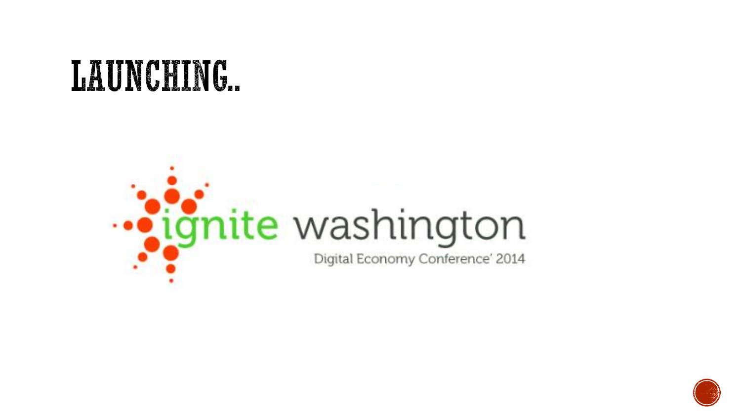# LAUNCHING..

ignite washington

Digital Economy Conference' 2014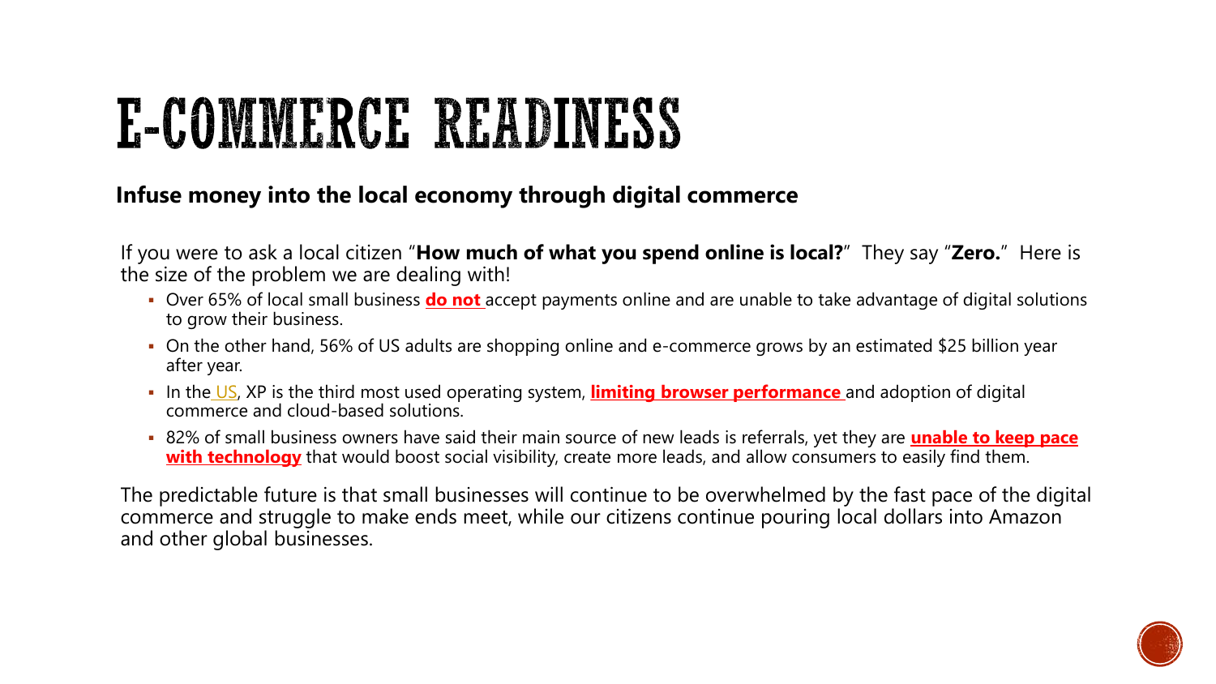# E-COMMERCE READINESS

**Infuse money into the local economy through digital commerce**

If you were to ask a local citizen "**How much of what you spend online is local?**" They say "**Zero.**" Here is the size of the problem we are dealing with!

- Over 65% of local small business **do not** accept payments online and are unable to take advantage of digital solutions to grow their business.
- On the other hand, 56% of US adults are shopping online and e-commerce grows by an estimated $25 billion year after year.
- In the US, XP is the third most used operating system, **limiting browser performance** and adoption of digital commerce and cloud-based solutions.
- 82% of small business owners have said their main source of new leads is referrals, yet they are **unable to keep pace with technology** that would boost social visibility, create more leads, and allow consumers to easily find them.

The predictable future is that small businesses will continue to be overwhelmed by the fast pace of the digital commerce and struggle to make ends meet, while our citizens continue pouring local dollars into Amazon and other global businesses.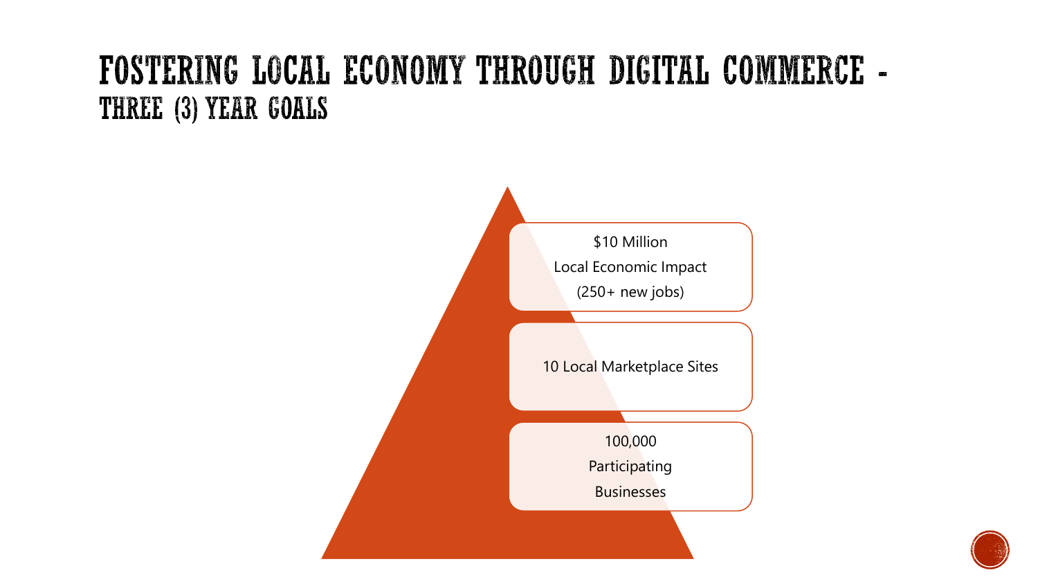# FOSTERING LOCAL ECONOMY THROUGH DIGITAL COMMERCE - THREE (3) YEAR GOALS

$10 Million
Local Economic Impact
(250+ new jobs)

10 Local Marketplace Sites

100,000
Participating
Businesses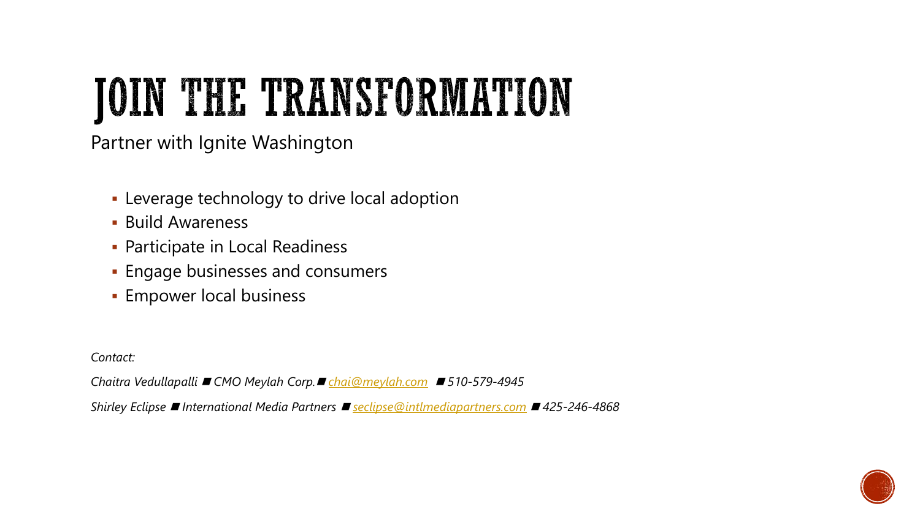# JOIN THE TRANSFORMATION

Partner with Ignite Washington

- Leverage technology to drive local adoption
- Build Awareness
- Participate in Local Readiness
- Engage businesses and consumers
- Empower local business

*Contact:*

*Chaitra Vedullapalli ◾ CMO Meylah Corp.◾ chai@meylah.com ◾ 510-579-4945*

*Shirley Eclipse ◾ International Media Partners ◾ seclipse@intlmediapartners.com ◾ 425-246-4868*